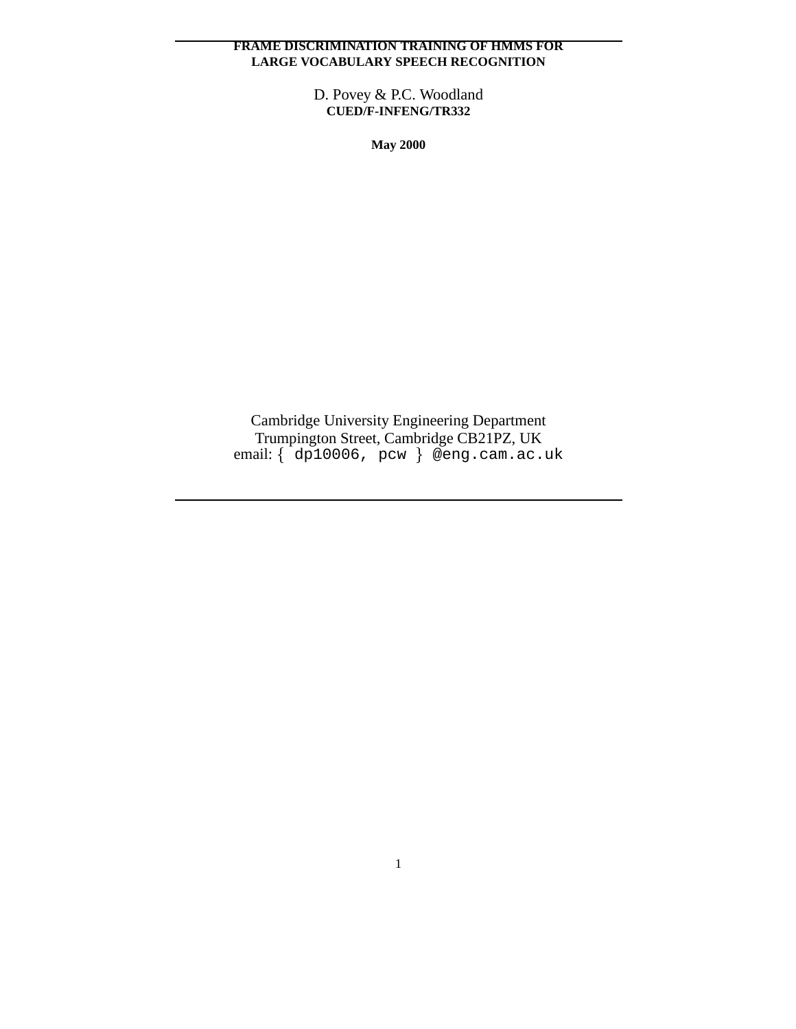# FRAME DISCRIMINATION TRAINING OF HMMS FOR LARGE VOCABULARY SPEECH RECOGNITION

D. Povey & P.C. Woodland

**CUED/F-INFENG/TR332**

**May 2000**

Cambridge University Engineering Department
Trumpington Street, Cambridge CB21PZ, UK
email: { dp10006, pcw } @eng.cam.ac.uk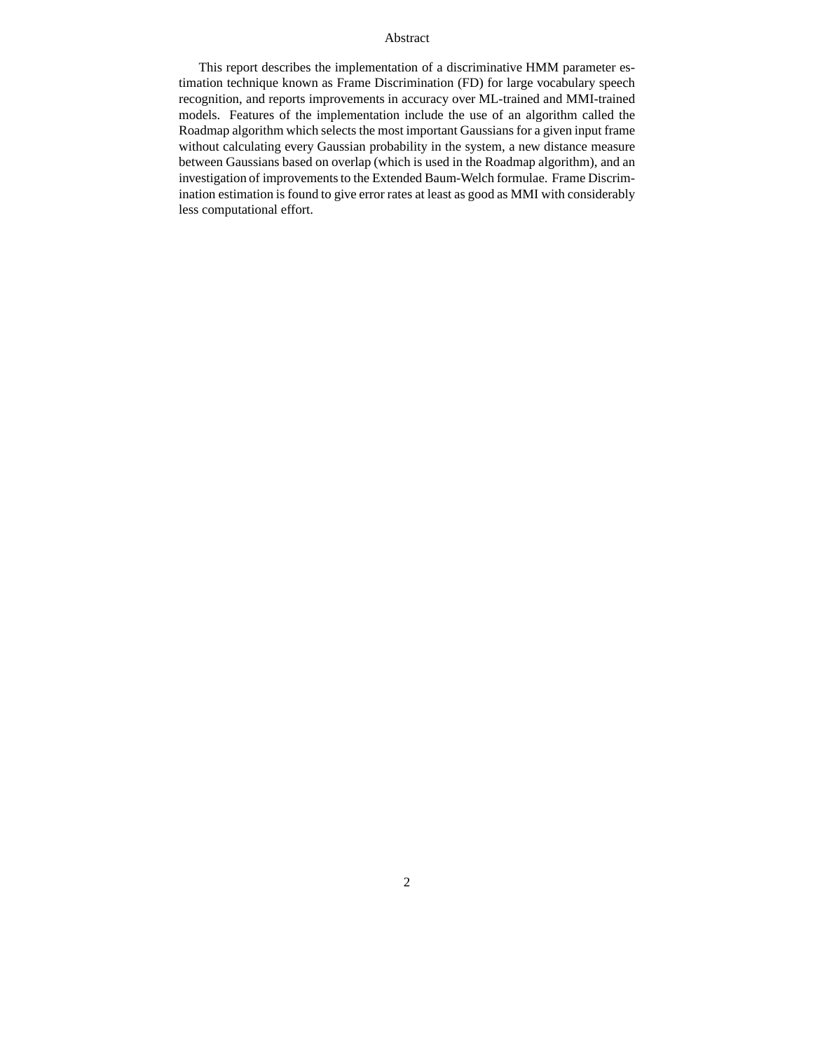# Abstract

This report describes the implementation of a discriminative HMM parameter estimation technique known as Frame Discrimination (FD) for large vocabulary speech recognition, and reports improvements in accuracy over ML-trained and MMI-trained models. Features of the implementation include the use of an algorithm called the Roadmap algorithm which selects the most important Gaussians for a given input frame without calculating every Gaussian probability in the system, a new distance measure between Gaussians based on overlap (which is used in the Roadmap algorithm), and an investigation of improvements to the Extended Baum-Welch formulae. Frame Discrimination estimation is found to give error rates at least as good as MMI with considerably less computational effort.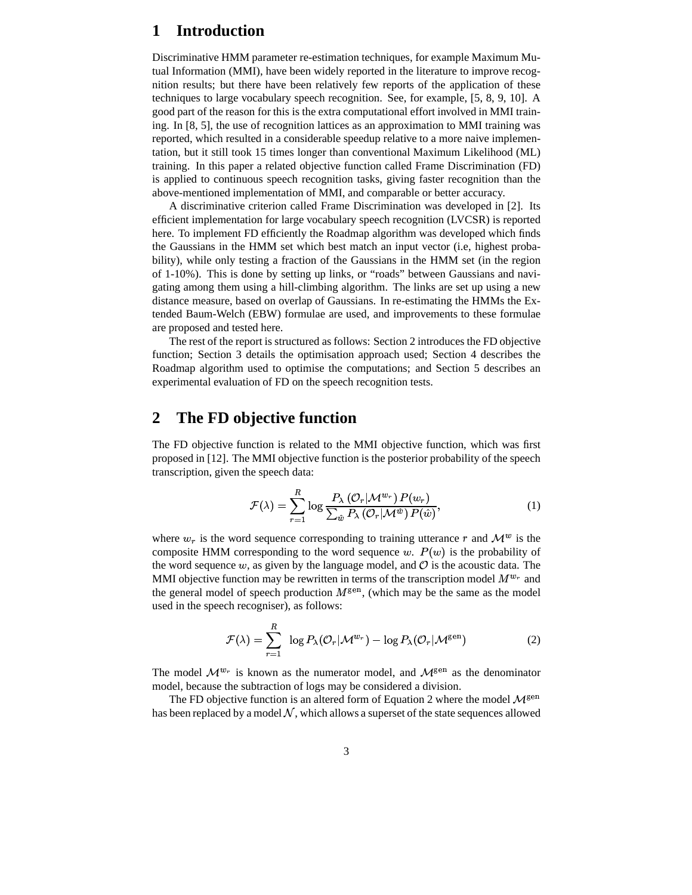# 1 Introduction

Discriminative HMM parameter re-estimation techniques, for example Maximum Mutual Information (MMI), have been widely reported in the literature to improve recognition results; but there have been relatively few reports of the application of these techniques to large vocabulary speech recognition. See, for example, [5, 8, 9, 10]. A good part of the reason for this is the extra computational effort involved in MMI training. In [8, 5], the use of recognition lattices as an approximation to MMI training was reported, which resulted in a considerable speedup relative to a more naive implementation, but it still took 15 times longer than conventional Maximum Likelihood (ML) training. In this paper a related objective function called Frame Discrimination (FD) is applied to continuous speech recognition tasks, giving faster recognition than the above-mentioned implementation of MMI, and comparable or better accuracy.

A discriminative criterion called Frame Discrimination was developed in [2]. Its efficient implementation for large vocabulary speech recognition (LVCSR) is reported here. To implement FD efficiently the Roadmap algorithm was developed which finds the Gaussians in the HMM set which best match an input vector (i.e, highest probability), while only testing a fraction of the Gaussians in the HMM set (in the region of 1-10%). This is done by setting up links, or "roads" between Gaussians and navigating among them using a hill-climbing algorithm. The links are set up using a new distance measure, based on overlap of Gaussians. In re-estimating the HMMs the Extended Baum-Welch (EBW) formulae are used, and improvements to these formulae are proposed and tested here.

The rest of the report is structured as follows: Section 2 introduces the FD objective function; Section 3 details the optimisation approach used; Section 4 describes the Roadmap algorithm used to optimise the computations; and Section 5 describes an experimental evaluation of FD on the speech recognition tests.

# 2 The FD objective function

The FD objective function is related to the MMI objective function, which was first proposed in [12]. The MMI objective function is the posterior probability of the speech transcription, given the speech data:

$$\mathcal{F}(\lambda) = \sum_{r=1}^{R} \log \frac{P_\lambda\left(\mathcal{O}_r|\mathcal{M}^{w_r}\right)P(w_r)}{\sum_{\hat{w}} P_\lambda\left(\mathcal{O}_r|\mathcal{M}^{\hat{w}}\right)P(\hat{w})}, \tag{1}$$

where $w_r$ is the word sequence corresponding to training utterance $r$ and $\mathcal{M}^w$ is the composite HMM corresponding to the word sequence $w$. $P(w)$ is the probability of the word sequence $w$, as given by the language model, and $\mathcal{O}$ is the acoustic data. The MMI objective function may be rewritten in terms of the transcription model $M^{w_r}$ and the general model of speech production $M^{\text{gen}}$, (which may be the same as the model used in the speech recogniser), as follows:

$$\mathcal{F}(\lambda) = \sum_{r=1}^{R} \ \log P_\lambda(\mathcal{O}_r|\mathcal{M}^{w_r}) - \log P_\lambda(\mathcal{O}_r|\mathcal{M}^{\text{gen}}) \tag{2}$$

The model $\mathcal{M}^{w_r}$ is known as the numerator model, and $\mathcal{M}^{\text{gen}}$ as the denominator model, because the subtraction of logs may be considered a division.

The FD objective function is an altered form of Equation 2 where the model $\mathcal{M}^{\text{gen}}$ has been replaced by a model $\mathcal{N}$, which allows a superset of the state sequences allowed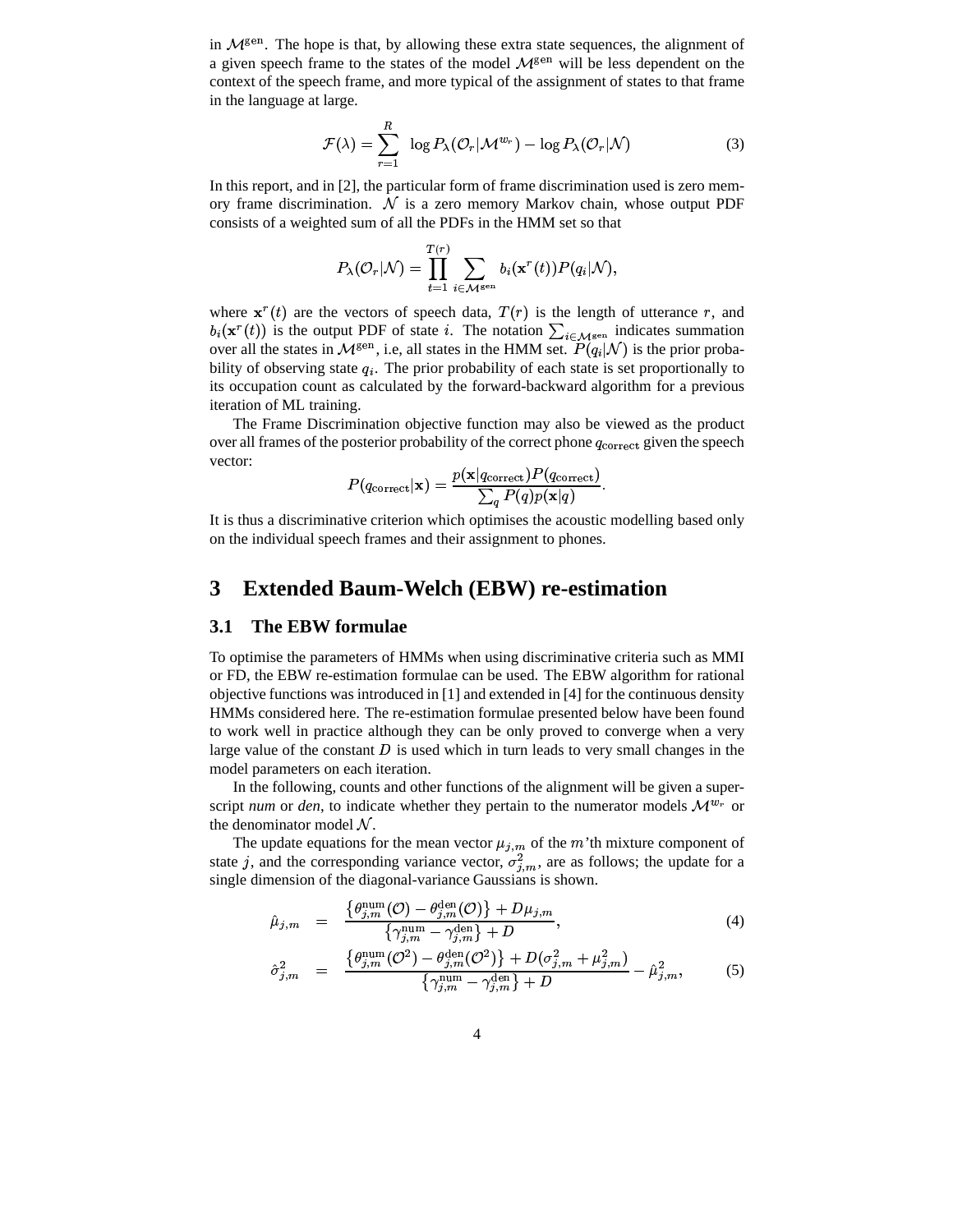in $\mathcal{M}^{\text{gen}}$. The hope is that, by allowing these extra state sequences, the alignment of a given speech frame to the states of the model $\mathcal{M}^{\text{gen}}$ will be less dependent on the context of the speech frame, and more typical of the assignment of states to that frame in the language at large.

$$\mathcal{F}(\lambda) = \sum_{r=1}^{R} \log P_\lambda(\mathcal{O}_r|\mathcal{M}^{w_r}) - \log P_\lambda(\mathcal{O}_r|\mathcal{N}) \tag{3}$$

In this report, and in [2], the particular form of frame discrimination used is zero memory frame discrimination. $\mathcal{N}$ is a zero memory Markov chain, whose output PDF consists of a weighted sum of all the PDFs in the HMM set so that

$$P_\lambda(\mathcal{O}_r|\mathcal{N}) = \prod_{t=1}^{T(r)} \sum_{i \in \mathcal{M}^{\text{gen}}} b_i(\mathbf{x}^r(t)) P(q_i|\mathcal{N}),$$

where $\mathbf{x}^r(t)$ are the vectors of speech data, $T(r)$ is the length of utterance $r$, and $b_i(\mathbf{x}^r(t))$ is the output PDF of state $i$. The notation $\sum_{i \in \mathcal{M}^{\text{gen}}}$ indicates summation over all the states in $\mathcal{M}^{\text{gen}}$, i.e, all states in the HMM set. $P(q_i|\mathcal{N})$ is the prior probability of observing state $q_i$. The prior probability of each state is set proportionally to its occupation count as calculated by the forward-backward algorithm for a previous iteration of ML training.

The Frame Discrimination objective function may also be viewed as the product over all frames of the posterior probability of the correct phone $q_{\text{correct}}$ given the speech vector:

$$P(q_{\text{correct}}|\mathbf{x}) = \frac{p(\mathbf{x}|q_{\text{correct}})P(q_{\text{correct}})}{\sum_q P(q)p(\mathbf{x}|q)}.$$

It is thus a discriminative criterion which optimises the acoustic modelling based only on the individual speech frames and their assignment to phones.

## 3 Extended Baum-Welch (EBW) re-estimation

### 3.1 The EBW formulae

To optimise the parameters of HMMs when using discriminative criteria such as MMI or FD, the EBW re-estimation formulae can be used. The EBW algorithm for rational objective functions was introduced in [1] and extended in [4] for the continuous density HMMs considered here. The re-estimation formulae presented below have been found to work well in practice although they can be only proved to converge when a very large value of the constant $D$ is used which in turn leads to very small changes in the model parameters on each iteration.

In the following, counts and other functions of the alignment will be given a superscript *num* or *den*, to indicate whether they pertain to the numerator models $\mathcal{M}^{w_r}$ or the denominator model $\mathcal{N}$.

The update equations for the mean vector $\mu_{j,m}$ of the $m$'th mixture component of state $j$, and the corresponding variance vector, $\sigma^2_{j,m}$, are as follows; the update for a single dimension of the diagonal-variance Gaussians is shown.

$$\hat{\mu}_{j,m} = \frac{\left\{\theta^{\text{num}}_{j,m}(\mathcal{O}) - \theta^{\text{den}}_{j,m}(\mathcal{O})\right\} + D\mu_{j,m}}{\left\{\gamma^{\text{num}}_{j,m} - \gamma^{\text{den}}_{j,m}\right\} + D}, \tag{4}$$

$$\hat{\sigma}^2_{j,m} = \frac{\left\{\theta^{\text{num}}_{j,m}(\mathcal{O}^2) - \theta^{\text{den}}_{j,m}(\mathcal{O}^2)\right\} + D(\sigma^2_{j,m} + \mu^2_{j,m})}{\left\{\gamma^{\text{num}}_{j,m} - \gamma^{\text{den}}_{j,m}\right\} + D} - \hat{\mu}^2_{j,m}, \tag{5}$$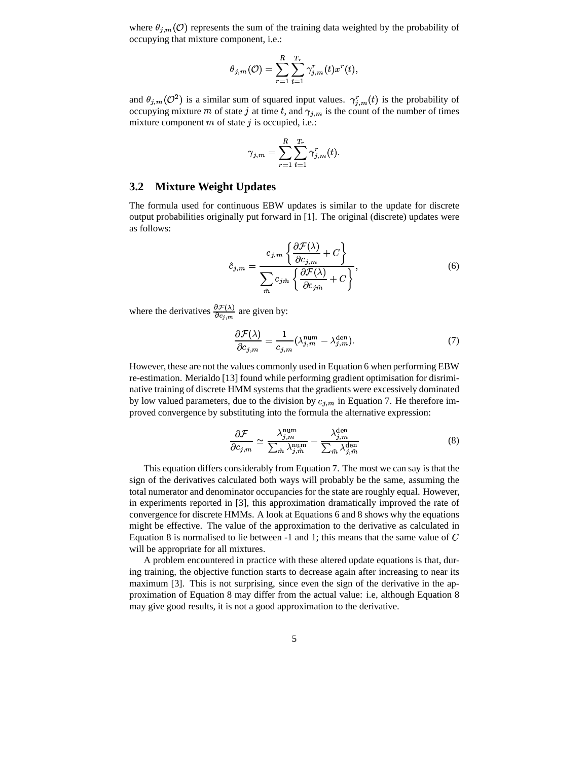where $\theta_{j,m}(\mathcal{O})$ represents the sum of the training data weighted by the probability of occupying that mixture component, i.e.:

$$\theta_{j,m}(\mathcal{O}) = \sum_{r=1}^{R} \sum_{t=1}^{T_r} \gamma_{j,m}^{r}(t) x^{r}(t),$$

and $\theta_{j,m}(\mathcal{O}^2)$ is a similar sum of squared input values. $\gamma_{j,m}^{r}(t)$ is the probability of occupying mixture $m$ of state $j$ at time $t$, and $\gamma_{j,m}$ is the count of the number of times mixture component $m$ of state $j$ is occupied, i.e.:

$$\gamma_{j,m} = \sum_{r=1}^{R} \sum_{t=1}^{T_r} \gamma_{j,m}^{r}(t).$$

## 3.2 Mixture Weight Updates

The formula used for continuous EBW updates is similar to the update for discrete output probabilities originally put forward in [1]. The original (discrete) updates were as follows:

$$\hat{c}_{j,m} = \frac{c_{j,m} \left\{ \dfrac{\partial \mathcal{F}(\lambda)}{\partial c_{j,m}} + C \right\}}{\sum_{\hat{m}} c_{j\hat{m}} \left\{ \dfrac{\partial \mathcal{F}(\lambda)}{\partial c_{j\hat{m}}} + C \right\}}, \tag{6}$$

where the derivatives $\frac{\partial \mathcal{F}(\lambda)}{\partial c_{j,m}}$ are given by:

$$\frac{\partial \mathcal{F}(\lambda)}{\partial c_{j,m}} = \frac{1}{c_{j,m}} (\lambda_{j,m}^{\text{num}} - \lambda_{j,m}^{\text{den}}). \tag{7}$$

However, these are not the values commonly used in Equation 6 when performing EBW re-estimation. Merialdo [13] found while performing gradient optimisation for disriminative training of discrete HMM systems that the gradients were excessively dominated by low valued parameters, due to the division by $c_{j,m}$ in Equation 7. He therefore improved convergence by substituting into the formula the alternative expression:

$$\frac{\partial \mathcal{F}}{\partial c_{j,m}} \simeq \frac{\lambda_{j,m}^{\text{num}}}{\sum_{\hat{m}} \lambda_{j,\hat{m}}^{\text{num}}} - \frac{\lambda_{j,m}^{\text{den}}}{\sum_{\hat{m}} \lambda_{j,\hat{m}}^{\text{den}}} \tag{8}$$

This equation differs considerably from Equation 7. The most we can say is that the sign of the derivatives calculated both ways will probably be the same, assuming the total numerator and denominator occupancies for the state are roughly equal. However, in experiments reported in [3], this approximation dramatically improved the rate of convergence for discrete HMMs. A look at Equations 6 and 8 shows why the equations might be effective. The value of the approximation to the derivative as calculated in Equation 8 is normalised to lie between -1 and 1; this means that the same value of $C$ will be appropriate for all mixtures.

A problem encountered in practice with these altered update equations is that, during training, the objective function starts to decrease again after increasing to near its maximum [3]. This is not surprising, since even the sign of the derivative in the approximation of Equation 8 may differ from the actual value: i.e, although Equation 8 may give good results, it is not a good approximation to the derivative.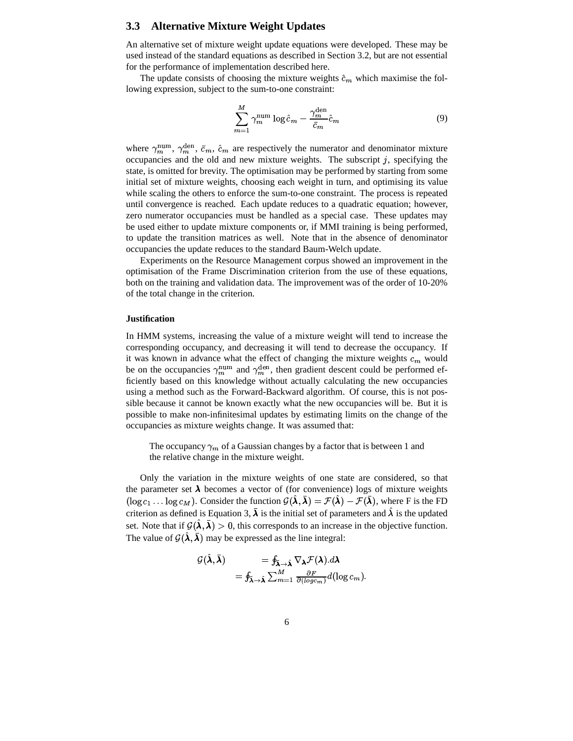### 3.3 Alternative Mixture Weight Updates

An alternative set of mixture weight update equations were developed. These may be used instead of the standard equations as described in Section 3.2, but are not essential for the performance of implementation described here.

The update consists of choosing the mixture weights $\hat{c}_m$ which maximise the following expression, subject to the sum-to-one constraint:

$$\sum_{m=1}^{M} \gamma_m^{\text{num}} \log \hat{c}_m - \frac{\gamma_m^{\text{den}}}{\bar{c}_m} \hat{c}_m \tag{9}$$

where $\gamma_m^{\text{num}}$, $\gamma_m^{\text{den}}$, $\bar{c}_m$, $\hat{c}_m$ are respectively the numerator and denominator mixture occupancies and the old and new mixture weights. The subscript $j$, specifying the state, is omitted for brevity. The optimisation may be performed by starting from some initial set of mixture weights, choosing each weight in turn, and optimising its value while scaling the others to enforce the sum-to-one constraint. The process is repeated until convergence is reached. Each update reduces to a quadratic equation; however, zero numerator occupancies must be handled as a special case. These updates may be used either to update mixture components or, if MMI training is being performed, to update the transition matrices as well. Note that in the absence of denominator occupancies the update reduces to the standard Baum-Welch update.

Experiments on the Resource Management corpus showed an improvement in the optimisation of the Frame Discrimination criterion from the use of these equations, both on the training and validation data. The improvement was of the order of 10-20% of the total change in the criterion.

#### Justification

In HMM systems, increasing the value of a mixture weight will tend to increase the corresponding occupancy, and decreasing it will tend to decrease the occupancy. If it was known in advance what the effect of changing the mixture weights $c_m$ would be on the occupancies $\gamma_m^{\text{num}}$ and $\gamma_m^{\text{den}}$, then gradient descent could be performed efficiently based on this knowledge without actually calculating the new occupancies using a method such as the Forward-Backward algorithm. Of course, this is not possible because it cannot be known exactly what the new occupancies will be. But it is possible to make non-infinitesimal updates by estimating limits on the change of the occupancies as mixture weights change. It was assumed that:

> The occupancy $\gamma_m$ of a Gaussian changes by a factor that is between 1 and the relative change in the mixture weight.

Only the variation in the mixture weights of one state are considered, so that the parameter set $\boldsymbol{\lambda}$ becomes a vector of (for convenience) logs of mixture weights $(\log c_1 \ldots \log c_M)$. Consider the function $\mathcal{G}(\hat{\boldsymbol{\lambda}}, \bar{\boldsymbol{\lambda}}) = \mathcal{F}(\hat{\boldsymbol{\lambda}}) - \mathcal{F}(\bar{\boldsymbol{\lambda}})$, where F is the FD criterion as defined is Equation 3, $\bar{\boldsymbol{\lambda}}$ is the initial set of parameters and $\hat{\boldsymbol{\lambda}}$ is the updated set. Note that if $\mathcal{G}(\hat{\boldsymbol{\lambda}}, \bar{\boldsymbol{\lambda}}) > 0$, this corresponds to an increase in the objective function. The value of $\mathcal{G}(\hat{\boldsymbol{\lambda}}, \bar{\boldsymbol{\lambda}})$ may be expressed as the line integral:

$$\begin{aligned}
\mathcal{G}(\hat{\boldsymbol{\lambda}}, \bar{\boldsymbol{\lambda}}) &= \oint_{\bar{\boldsymbol{\lambda}} \to \hat{\boldsymbol{\lambda}}} \nabla_{\boldsymbol{\lambda}} \mathcal{F}(\boldsymbol{\lambda}).d\boldsymbol{\lambda} \\
&= \oint_{\bar{\boldsymbol{\lambda}} \to \hat{\boldsymbol{\lambda}}} \sum_{m=1}^{M} \frac{\partial F}{\partial (log c_m)} d(\log c_m).
\end{aligned}$$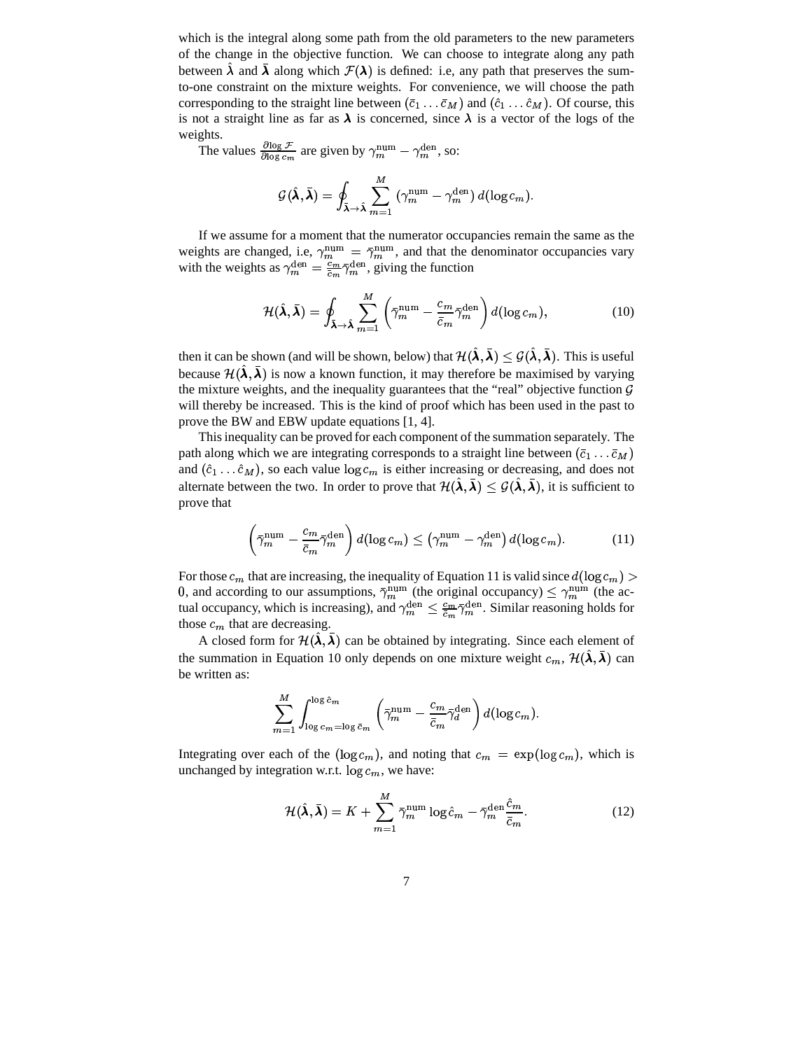which is the integral along some path from the old parameters to the new parameters of the change in the objective function. We can choose to integrate along any path between $\hat{\boldsymbol{\lambda}}$ and $\bar{\boldsymbol{\lambda}}$ along which $\mathcal{F}(\boldsymbol{\lambda})$ is defined: i.e, any path that preserves the sum-to-one constraint on the mixture weights. For convenience, we will choose the path corresponding to the straight line between $(\bar{c}_1 \ldots \bar{c}_M)$ and $(\hat{c}_1 \ldots \hat{c}_M)$. Of course, this is not a straight line as far as $\boldsymbol{\lambda}$ is concerned, since $\boldsymbol{\lambda}$ is a vector of the logs of the weights.

The values $\frac{\partial \log \mathcal{F}}{\partial \log c_m}$ are given by $\gamma_m^{\text{num}} - \gamma_m^{\text{den}}$, so:

$$\mathcal{G}(\hat{\boldsymbol{\lambda}}, \bar{\boldsymbol{\lambda}}) = \oint_{\bar{\boldsymbol{\lambda}} \rightarrow \hat{\boldsymbol{\lambda}}} \sum_{m=1}^{M} \left(\gamma_m^{\text{num}} - \gamma_m^{\text{den}}\right) d(\log c_m).$$

If we assume for a moment that the numerator occupancies remain the same as the weights are changed, i.e, $\gamma_m^{\text{num}} = \bar{\gamma}_m^{\text{num}}$, and that the denominator occupancies vary with the weights as $\gamma_m^{\text{den}} = \frac{c_m}{\bar{c}_m} \bar{\gamma}_m^{\text{den}}$, giving the function

$$\mathcal{H}(\hat{\boldsymbol{\lambda}}, \bar{\boldsymbol{\lambda}}) = \oint_{\bar{\boldsymbol{\lambda}} \rightarrow \hat{\boldsymbol{\lambda}}} \sum_{m=1}^{M} \left(\bar{\gamma}_m^{\text{num}} - \frac{c_m}{\bar{c}_m} \bar{\gamma}_m^{\text{den}}\right) d(\log c_m), \tag{10}$$

then it can be shown (and will be shown, below) that $\mathcal{H}(\hat{\boldsymbol{\lambda}}, \bar{\boldsymbol{\lambda}}) \leq \mathcal{G}(\hat{\boldsymbol{\lambda}}, \bar{\boldsymbol{\lambda}})$. This is useful because $\mathcal{H}(\hat{\boldsymbol{\lambda}}, \bar{\boldsymbol{\lambda}})$ is now a known function, it may therefore be maximised by varying the mixture weights, and the inequality guarantees that the "real" objective function $\mathcal{G}$ will thereby be increased. This is the kind of proof which has been used in the past to prove the BW and EBW update equations [1, 4].

This inequality can be proved for each component of the summation separately. The path along which we are integrating corresponds to a straight line between $(\bar{c}_1 \ldots \bar{c}_M)$ and $(\hat{c}_1 \ldots \hat{c}_M)$, so each value $\log c_m$ is either increasing or decreasing, and does not alternate between the two. In order to prove that $\mathcal{H}(\hat{\boldsymbol{\lambda}}, \bar{\boldsymbol{\lambda}}) \leq \mathcal{G}(\hat{\boldsymbol{\lambda}}, \bar{\boldsymbol{\lambda}})$, it is sufficient to prove that

$$\left(\bar{\gamma}_m^{\text{num}} - \frac{c_m}{\bar{c}_m} \bar{\gamma}_m^{\text{den}}\right) d(\log c_m) \leq \left(\gamma_m^{\text{num}} - \gamma_m^{\text{den}}\right) d(\log c_m). \tag{11}$$

For those $c_m$ that are increasing, the inequality of Equation 11 is valid since $d(\log c_m) > 0$, and according to our assumptions, $\bar{\gamma}_m^{\text{num}}$ (the original occupancy) $\leq \gamma_m^{\text{num}}$ (the actual occupancy, which is increasing), and $\gamma_m^{\text{den}} \leq \frac{c_m}{\bar{c}_m} \bar{\gamma}_m^{\text{den}}$. Similar reasoning holds for those $c_m$ that are decreasing.

A closed form for $\mathcal{H}(\hat{\boldsymbol{\lambda}}, \bar{\boldsymbol{\lambda}})$ can be obtained by integrating. Since each element of the summation in Equation 10 only depends on one mixture weight $c_m$, $\mathcal{H}(\hat{\boldsymbol{\lambda}}, \bar{\boldsymbol{\lambda}})$ can be written as:

$$\sum_{m=1}^{M} \int_{\log c_m = \log \bar{c}_m}^{\log \hat{c}_m} \left(\bar{\gamma}_m^{\text{num}} - \frac{c_m}{\bar{c}_m} \bar{\gamma}_d^{\text{den}}\right) d(\log c_m).$$

Integrating over each of the $(\log c_m)$, and noting that $c_m = \exp(\log c_m)$, which is unchanged by integration w.r.t. $\log c_m$, we have:

$$\mathcal{H}(\hat{\boldsymbol{\lambda}}, \bar{\boldsymbol{\lambda}}) = K + \sum_{m=1}^{M} \bar{\gamma}_m^{\text{num}} \log \hat{c}_m - \bar{\gamma}_m^{\text{den}} \frac{\hat{c}_m}{\bar{c}_m}. \tag{12}$$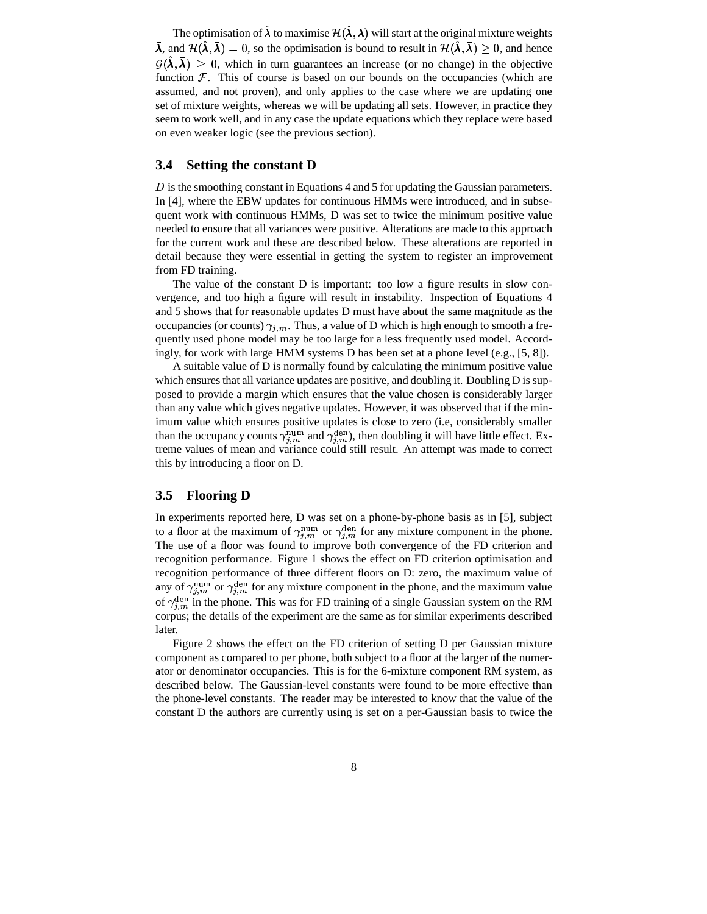The optimisation of $\hat{\boldsymbol{\lambda}}$ to maximise $\mathcal{H}(\hat{\boldsymbol{\lambda}}, \bar{\boldsymbol{\lambda}})$ will start at the original mixture weights $\bar{\boldsymbol{\lambda}}$, and $\mathcal{H}(\hat{\boldsymbol{\lambda}}, \bar{\boldsymbol{\lambda}}) = 0$, so the optimisation is bound to result in $\mathcal{H}(\hat{\boldsymbol{\lambda}}, \bar{\lambda}) \geq 0$, and hence $\mathcal{G}(\hat{\boldsymbol{\lambda}}, \bar{\boldsymbol{\lambda}}) \geq 0$, which in turn guarantees an increase (or no change) in the objective function $\mathcal{F}$. This of course is based on our bounds on the occupancies (which are assumed, and not proven), and only applies to the case where we are updating one set of mixture weights, whereas we will be updating all sets. However, in practice they seem to work well, and in any case the update equations which they replace were based on even weaker logic (see the previous section).

## 3.4 Setting the constant D

$D$ is the smoothing constant in Equations 4 and 5 for updating the Gaussian parameters. In [4], where the EBW updates for continuous HMMs were introduced, and in subsequent work with continuous HMMs, D was set to twice the minimum positive value needed to ensure that all variances were positive. Alterations are made to this approach for the current work and these are described below. These alterations are reported in detail because they were essential in getting the system to register an improvement from FD training.

The value of the constant D is important: too low a figure results in slow convergence, and too high a figure will result in instability. Inspection of Equations 4 and 5 shows that for reasonable updates D must have about the same magnitude as the occupancies (or counts) $\gamma_{j,m}$. Thus, a value of D which is high enough to smooth a frequently used phone model may be too large for a less frequently used model. Accordingly, for work with large HMM systems D has been set at a phone level (e.g., [5, 8]).

A suitable value of D is normally found by calculating the minimum positive value which ensures that all variance updates are positive, and doubling it. Doubling D is supposed to provide a margin which ensures that the value chosen is considerably larger than any value which gives negative updates. However, it was observed that if the minimum value which ensures positive updates is close to zero (i.e, considerably smaller than the occupancy counts $\gamma_{j,m}^{\text{num}}$ and $\gamma_{j,m}^{\text{den}}$), then doubling it will have little effect. Extreme values of mean and variance could still result. An attempt was made to correct this by introducing a floor on D.

## 3.5 Flooring D

In experiments reported here, D was set on a phone-by-phone basis as in [5], subject to a floor at the maximum of $\gamma_{j,m}^{\text{num}}$ or $\gamma_{j,m}^{\text{den}}$ for any mixture component in the phone. The use of a floor was found to improve both convergence of the FD criterion and recognition performance. Figure 1 shows the effect on FD criterion optimisation and recognition performance of three different floors on D: zero, the maximum value of any of $\gamma_{j,m}^{\text{num}}$ or $\gamma_{j,m}^{\text{den}}$ for any mixture component in the phone, and the maximum value of $\gamma_{j,m}^{\text{den}}$ in the phone. This was for FD training of a single Gaussian system on the RM corpus; the details of the experiment are the same as for similar experiments described later.

Figure 2 shows the effect on the FD criterion of setting D per Gaussian mixture component as compared to per phone, both subject to a floor at the larger of the numerator or denominator occupancies. This is for the 6-mixture component RM system, as described below. The Gaussian-level constants were found to be more effective than the phone-level constants. The reader may be interested to know that the value of the constant D the authors are currently using is set on a per-Gaussian basis to twice the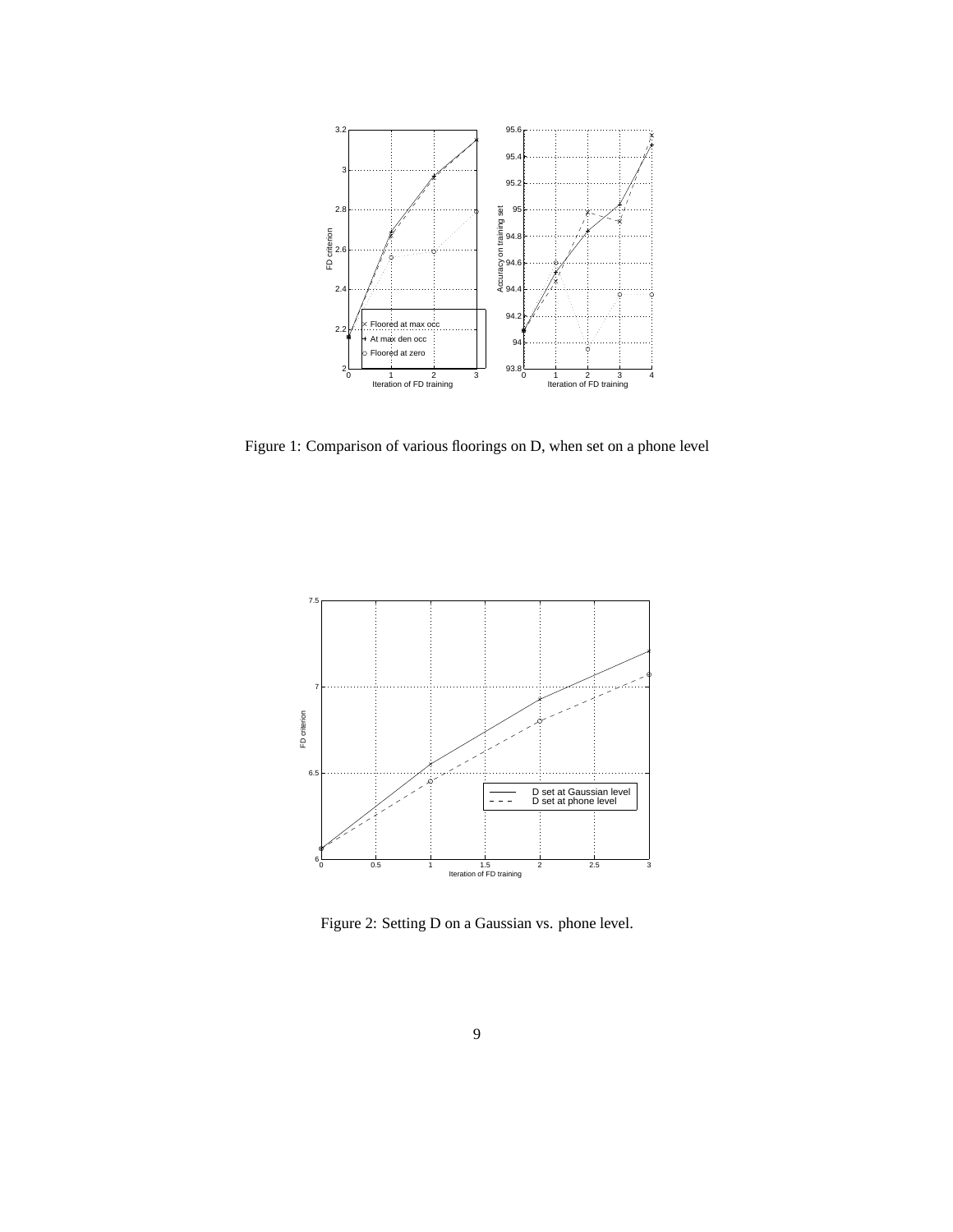Figure 1: Comparison of various floorings on D, when set on a phone level

Figure 2: Setting D on a Gaussian vs. phone level.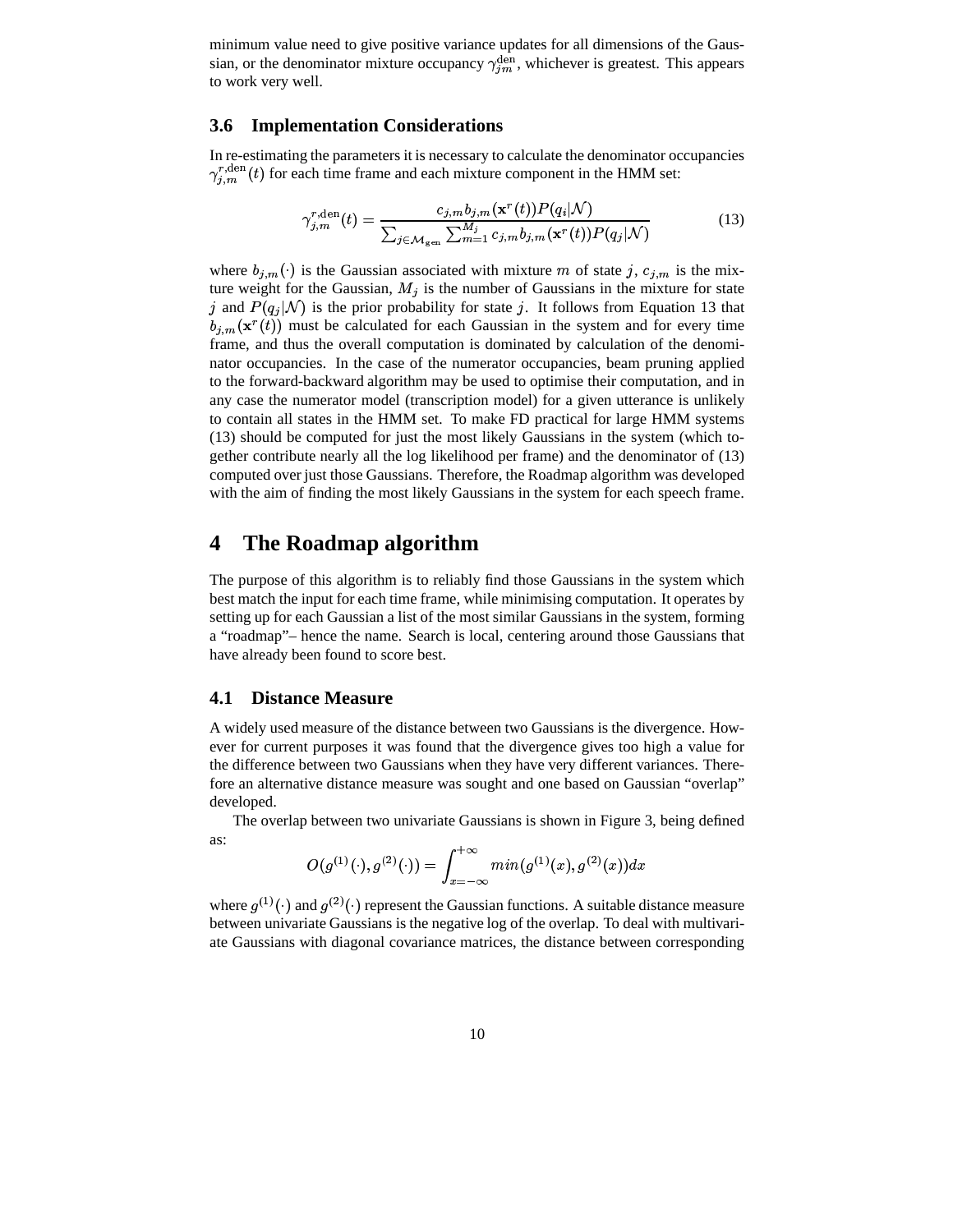minimum value need to give positive variance updates for all dimensions of the Gaussian, or the denominator mixture occupancy $\gamma_{jm}^{\text{den}}$, whichever is greatest. This appears to work very well.

### 3.6 Implementation Considerations

In re-estimating the parameters it is necessary to calculate the denominator occupancies $\gamma_{j,m}^{r,\text{den}}(t)$ for each time frame and each mixture component in the HMM set:

$$\gamma_{j,m}^{r,\text{den}}(t) = \frac{c_{j,m} b_{j,m}(\mathbf{x}^r(t)) P(q_i|\mathcal{N})}{\sum_{j \in \mathcal{M}_{\text{gen}}} \sum_{m=1}^{M_j} c_{j,m} b_{j,m}(\mathbf{x}^r(t)) P(q_j|\mathcal{N})} \tag{13}$$

where $b_{j,m}(\cdot)$ is the Gaussian associated with mixture $m$ of state $j$, $c_{j,m}$ is the mixture weight for the Gaussian, $M_j$ is the number of Gaussians in the mixture for state $j$ and $P(q_j|\mathcal{N})$ is the prior probability for state $j$. It follows from Equation 13 that $b_{j,m}(\mathbf{x}^r(t))$ must be calculated for each Gaussian in the system and for every time frame, and thus the overall computation is dominated by calculation of the denominator occupancies. In the case of the numerator occupancies, beam pruning applied to the forward-backward algorithm may be used to optimise their computation, and in any case the numerator model (transcription model) for a given utterance is unlikely to contain all states in the HMM set. To make FD practical for large HMM systems (13) should be computed for just the most likely Gaussians in the system (which together contribute nearly all the log likelihood per frame) and the denominator of (13) computed over just those Gaussians. Therefore, the Roadmap algorithm was developed with the aim of finding the most likely Gaussians in the system for each speech frame.

## 4 The Roadmap algorithm

The purpose of this algorithm is to reliably find those Gaussians in the system which best match the input for each time frame, while minimising computation. It operates by setting up for each Gaussian a list of the most similar Gaussians in the system, forming a "roadmap"– hence the name. Search is local, centering around those Gaussians that have already been found to score best.

### 4.1 Distance Measure

A widely used measure of the distance between two Gaussians is the divergence. However for current purposes it was found that the divergence gives too high a value for the difference between two Gaussians when they have very different variances. Therefore an alternative distance measure was sought and one based on Gaussian "overlap" developed.

The overlap between two univariate Gaussians is shown in Figure 3, being defined as:

$$O(g^{(1)}(\cdot), g^{(2)}(\cdot)) = \int_{x=-\infty}^{+\infty} min(g^{(1)}(x), g^{(2)}(x))dx$$

where $g^{(1)}(\cdot)$ and $g^{(2)}(\cdot)$ represent the Gaussian functions. A suitable distance measure between univariate Gaussians is the negative log of the overlap. To deal with multivariate Gaussians with diagonal covariance matrices, the distance between corresponding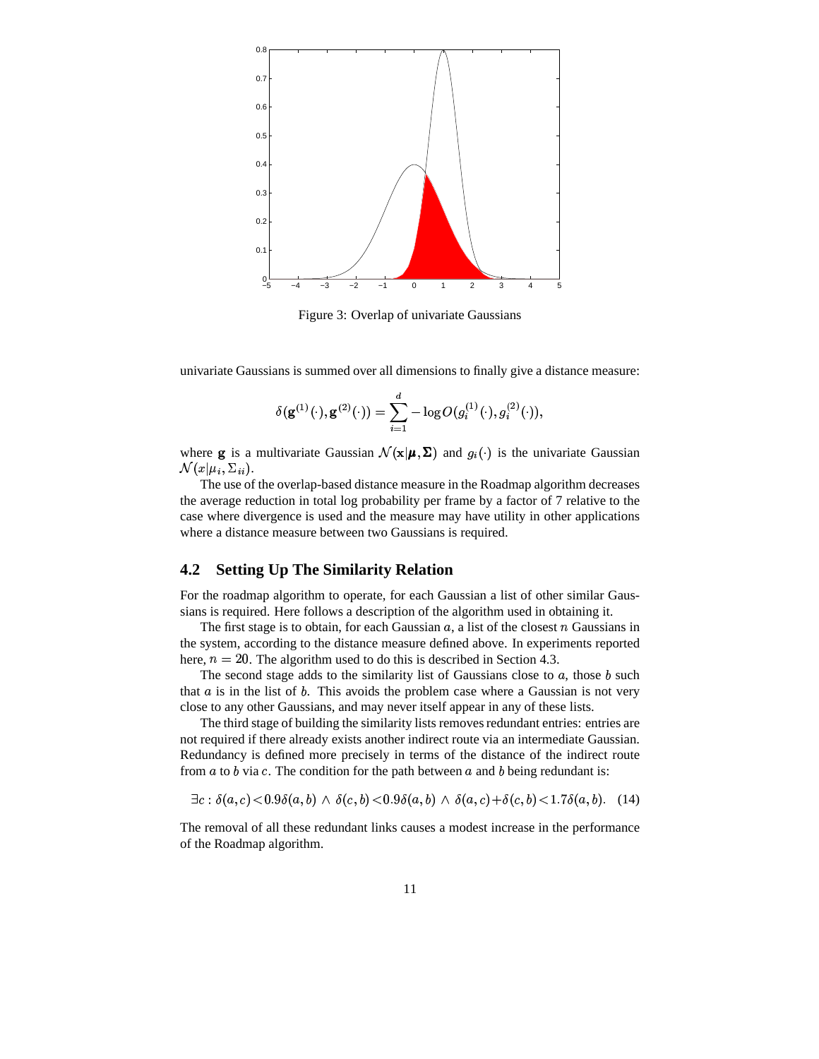Figure 3: Overlap of univariate Gaussians

univariate Gaussians is summed over all dimensions to finally give a distance measure:

$$\delta(\mathbf{g}^{(1)}(\cdot), \mathbf{g}^{(2)}(\cdot)) = \sum_{i=1}^{d} -\log O(g_i^{(1)}(\cdot), g_i^{(2)}(\cdot)),$$

where $\mathbf{g}$ is a multivariate Gaussian $\mathcal{N}(\mathbf{x}|\boldsymbol{\mu}, \boldsymbol{\Sigma})$ and $g_i(\cdot)$ is the univariate Gaussian $\mathcal{N}(x|\mu_i, \Sigma_{ii})$.

The use of the overlap-based distance measure in the Roadmap algorithm decreases the average reduction in total log probability per frame by a factor of 7 relative to the case where divergence is used and the measure may have utility in other applications where a distance measure between two Gaussians is required.

## 4.2 Setting Up The Similarity Relation

For the roadmap algorithm to operate, for each Gaussian a list of other similar Gaussians is required. Here follows a description of the algorithm used in obtaining it.

The first stage is to obtain, for each Gaussian $a$, a list of the closest $n$ Gaussians in the system, according to the distance measure defined above. In experiments reported here, $n = 20$. The algorithm used to do this is described in Section 4.3.

The second stage adds to the similarity list of Gaussians close to $a$, those $b$ such that $a$ is in the list of $b$. This avoids the problem case where a Gaussian is not very close to any other Gaussians, and may never itself appear in any of these lists.

The third stage of building the similarity lists removes redundant entries: entries are not required if there already exists another indirect route via an intermediate Gaussian. Redundancy is defined more precisely in terms of the distance of the indirect route from $a$ to $b$ via $c$. The condition for the path between $a$ and $b$ being redundant is:

$$\exists c : \delta(a,c) < 0.9\delta(a,b) \wedge \delta(c,b) < 0.9\delta(a,b) \wedge \delta(a,c) + \delta(c,b) < 1.7\delta(a,b). \quad (14)$$

The removal of all these redundant links causes a modest increase in the performance of the Roadmap algorithm.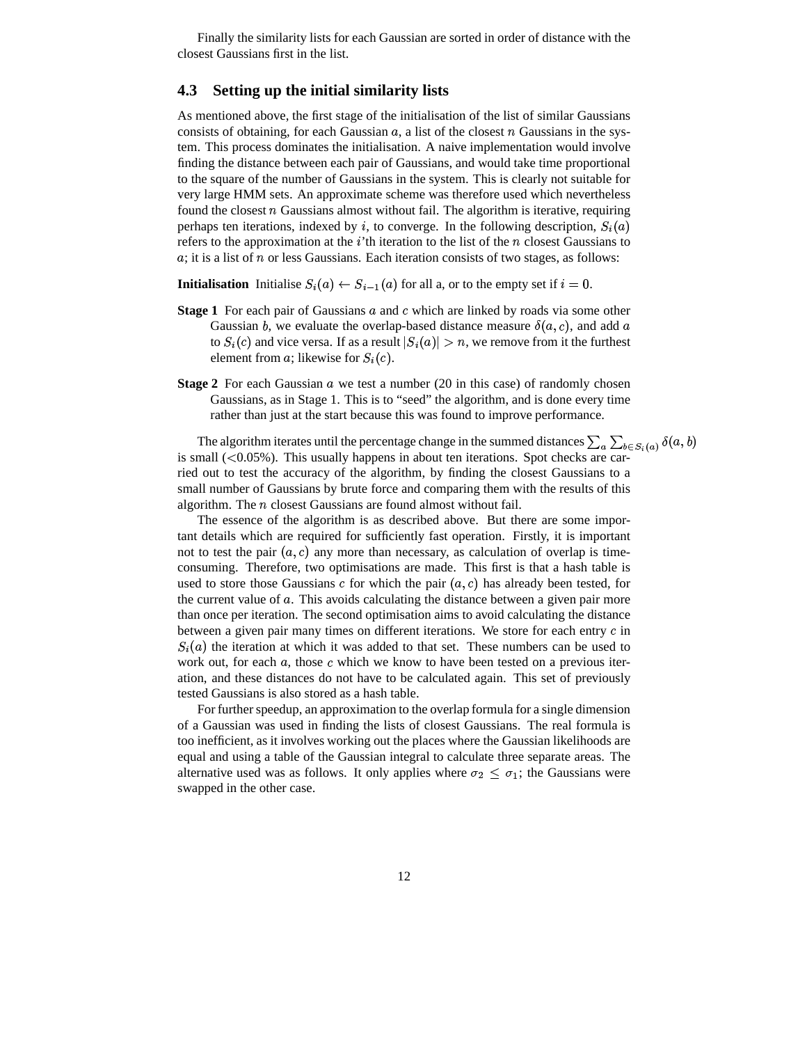Finally the similarity lists for each Gaussian are sorted in order of distance with the closest Gaussians first in the list.

## 4.3 Setting up the initial similarity lists

As mentioned above, the first stage of the initialisation of the list of similar Gaussians consists of obtaining, for each Gaussian $a$, a list of the closest $n$ Gaussians in the system. This process dominates the initialisation. A naive implementation would involve finding the distance between each pair of Gaussians, and would take time proportional to the square of the number of Gaussians in the system. This is clearly not suitable for very large HMM sets. An approximate scheme was therefore used which nevertheless found the closest $n$ Gaussians almost without fail. The algorithm is iterative, requiring perhaps ten iterations, indexed by $i$, to converge. In the following description, $S_i(a)$ refers to the approximation at the $i$'th iteration to the list of the $n$ closest Gaussians to $a$; it is a list of $n$ or less Gaussians. Each iteration consists of two stages, as follows:

**Initialisation** Initialise $S_i(a) \leftarrow S_{i-1}(a)$ for all a, or to the empty set if $i = 0$.

**Stage 1** For each pair of Gaussians $a$ and $c$ which are linked by roads via some other Gaussian $b$, we evaluate the overlap-based distance measure $\delta(a, c)$, and add $a$ to $S_i(c)$ and vice versa. If as a result $|S_i(a)| > n$, we remove from it the furthest element from $a$; likewise for $S_i(c)$.

**Stage 2** For each Gaussian $a$ we test a number (20 in this case) of randomly chosen Gaussians, as in Stage 1. This is to "seed" the algorithm, and is done every time rather than just at the start because this was found to improve performance.

The algorithm iterates until the percentage change in the summed distances $\sum_a \sum_{b \in S_i(a)} \delta(a, b)$ is small (<0.05%). This usually happens in about ten iterations. Spot checks are carried out to test the accuracy of the algorithm, by finding the closest Gaussians to a small number of Gaussians by brute force and comparing them with the results of this algorithm. The $n$ closest Gaussians are found almost without fail.

The essence of the algorithm is as described above. But there are some important details which are required for sufficiently fast operation. Firstly, it is important not to test the pair $(a, c)$ any more than necessary, as calculation of overlap is time-consuming. Therefore, two optimisations are made. This first is that a hash table is used to store those Gaussians $c$ for which the pair $(a, c)$ has already been tested, for the current value of $a$. This avoids calculating the distance between a given pair more than once per iteration. The second optimisation aims to avoid calculating the distance between a given pair many times on different iterations. We store for each entry $c$ in $S_i(a)$ the iteration at which it was added to that set. These numbers can be used to work out, for each $a$, those $c$ which we know to have been tested on a previous iteration, and these distances do not have to be calculated again. This set of previously tested Gaussians is also stored as a hash table.

For further speedup, an approximation to the overlap formula for a single dimension of a Gaussian was used in finding the lists of closest Gaussians. The real formula is too inefficient, as it involves working out the places where the Gaussian likelihoods are equal and using a table of the Gaussian integral to calculate three separate areas. The alternative used was as follows. It only applies where $\sigma_2 \leq \sigma_1$; the Gaussians were swapped in the other case.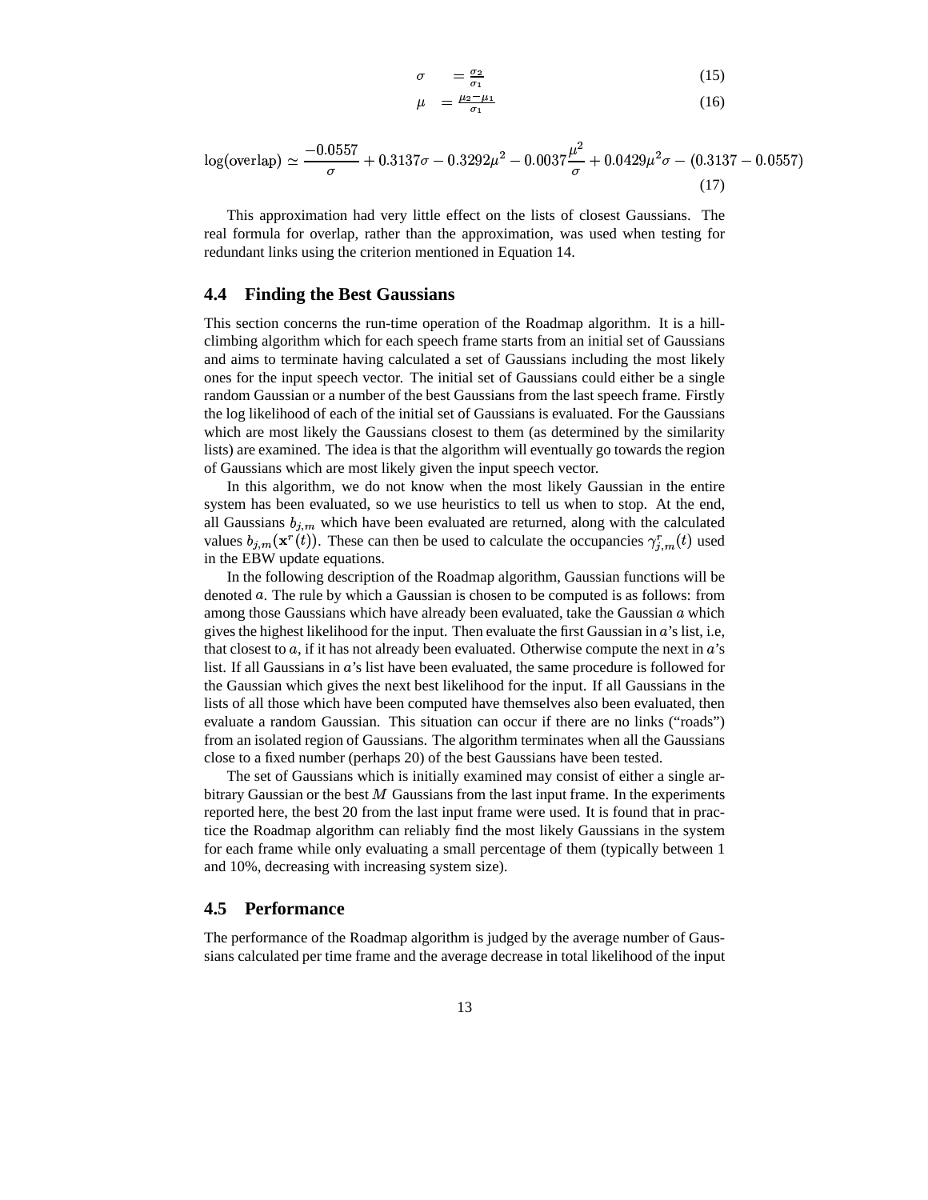$$\sigma = \frac{\sigma_2}{\sigma_1} \tag{15}$$

$$\mu = \frac{\mu_2 - \mu_1}{\sigma_1} \tag{16}$$

$$\log(\text{overlap}) \simeq \frac{-0.0557}{\sigma} + 0.3137\sigma - 0.3292\mu^2 - 0.0037\frac{\mu^2}{\sigma} + 0.0429\mu^2\sigma - (0.3137 - 0.0557) \tag{17}$$

This approximation had very little effect on the lists of closest Gaussians. The real formula for overlap, rather than the approximation, was used when testing for redundant links using the criterion mentioned in Equation 14.

### 4.4 Finding the Best Gaussians

This section concerns the run-time operation of the Roadmap algorithm. It is a hill-climbing algorithm which for each speech frame starts from an initial set of Gaussians and aims to terminate having calculated a set of Gaussians including the most likely ones for the input speech vector. The initial set of Gaussians could either be a single random Gaussian or a number of the best Gaussians from the last speech frame. Firstly the log likelihood of each of the initial set of Gaussians is evaluated. For the Gaussians which are most likely the Gaussians closest to them (as determined by the similarity lists) are examined. The idea is that the algorithm will eventually go towards the region of Gaussians which are most likely given the input speech vector.

In this algorithm, we do not know when the most likely Gaussian in the entire system has been evaluated, so we use heuristics to tell us when to stop. At the end, all Gaussians $b_{j,m}$ which have been evaluated are returned, along with the calculated values $b_{j,m}(\mathbf{x}^r(t))$. These can then be used to calculate the occupancies $\gamma^r_{j,m}(t)$ used in the EBW update equations.

In the following description of the Roadmap algorithm, Gaussian functions will be denoted $a$. The rule by which a Gaussian is chosen to be computed is as follows: from among those Gaussians which have already been evaluated, take the Gaussian $a$ which gives the highest likelihood for the input. Then evaluate the first Gaussian in $a$'s list, i.e, that closest to $a$, if it has not already been evaluated. Otherwise compute the next in $a$'s list. If all Gaussians in $a$'s list have been evaluated, the same procedure is followed for the Gaussian which gives the next best likelihood for the input. If all Gaussians in the lists of all those which have been computed have themselves also been evaluated, then evaluate a random Gaussian. This situation can occur if there are no links ("roads") from an isolated region of Gaussians. The algorithm terminates when all the Gaussians close to a fixed number (perhaps 20) of the best Gaussians have been tested.

The set of Gaussians which is initially examined may consist of either a single arbitrary Gaussian or the best $M$ Gaussians from the last input frame. In the experiments reported here, the best 20 from the last input frame were used. It is found that in practice the Roadmap algorithm can reliably find the most likely Gaussians in the system for each frame while only evaluating a small percentage of them (typically between 1 and 10%, decreasing with increasing system size).

### 4.5 Performance

The performance of the Roadmap algorithm is judged by the average number of Gaussians calculated per time frame and the average decrease in total likelihood of the input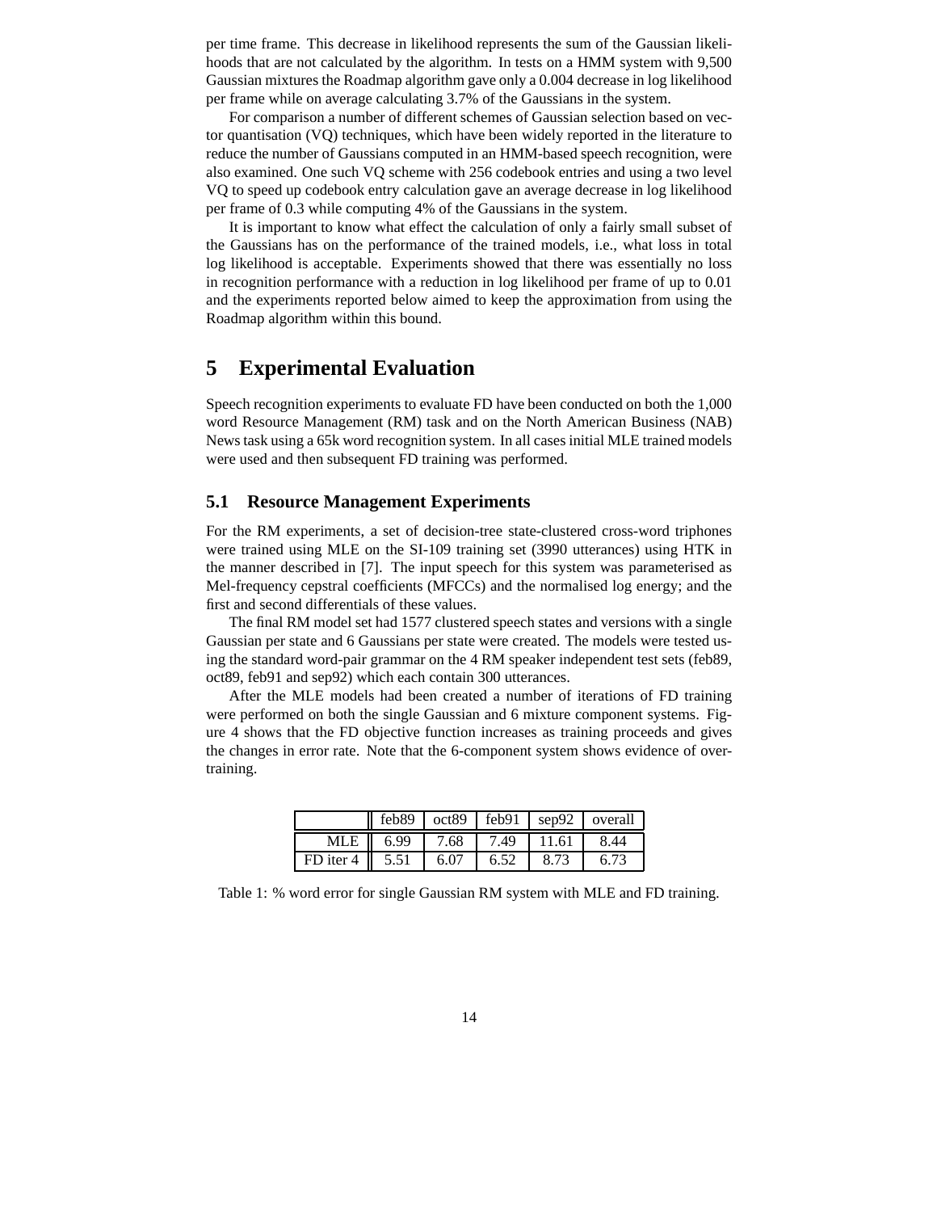per time frame. This decrease in likelihood represents the sum of the Gaussian likelihoods that are not calculated by the algorithm. In tests on a HMM system with 9,500 Gaussian mixtures the Roadmap algorithm gave only a 0.004 decrease in log likelihood per frame while on average calculating 3.7% of the Gaussians in the system.

For comparison a number of different schemes of Gaussian selection based on vector quantisation (VQ) techniques, which have been widely reported in the literature to reduce the number of Gaussians computed in an HMM-based speech recognition, were also examined. One such VQ scheme with 256 codebook entries and using a two level VQ to speed up codebook entry calculation gave an average decrease in log likelihood per frame of 0.3 while computing 4% of the Gaussians in the system.

It is important to know what effect the calculation of only a fairly small subset of the Gaussians has on the performance of the trained models, i.e., what loss in total log likelihood is acceptable. Experiments showed that there was essentially no loss in recognition performance with a reduction in log likelihood per frame of up to 0.01 and the experiments reported below aimed to keep the approximation from using the Roadmap algorithm within this bound.

# 5 Experimental Evaluation

Speech recognition experiments to evaluate FD have been conducted on both the 1,000 word Resource Management (RM) task and on the North American Business (NAB) News task using a 65k word recognition system. In all cases initial MLE trained models were used and then subsequent FD training was performed.

## 5.1 Resource Management Experiments

For the RM experiments, a set of decision-tree state-clustered cross-word triphones were trained using MLE on the SI-109 training set (3990 utterances) using HTK in the manner described in [7]. The input speech for this system was parameterised as Mel-frequency cepstral coefficients (MFCCs) and the normalised log energy; and the first and second differentials of these values.

The final RM model set had 1577 clustered speech states and versions with a single Gaussian per state and 6 Gaussians per state were created. The models were tested using the standard word-pair grammar on the 4 RM speaker independent test sets (feb89, oct89, feb91 and sep92) which each contain 300 utterances.

After the MLE models had been created a number of iterations of FD training were performed on both the single Gaussian and 6 mixture component systems. Figure 4 shows that the FD objective function increases as training proceeds and gives the changes in error rate. Note that the 6-component system shows evidence of overtraining.

| | feb89 | oct89 | feb91 | sep92 | overall |
|---|---|---|---|---|---|
| MLE | 6.99 | 7.68 | 7.49 | 11.61 | 8.44 |
| FD iter 4 | 5.51 | 6.07 | 6.52 | 8.73 | 6.73 |

Table 1: % word error for single Gaussian RM system with MLE and FD training.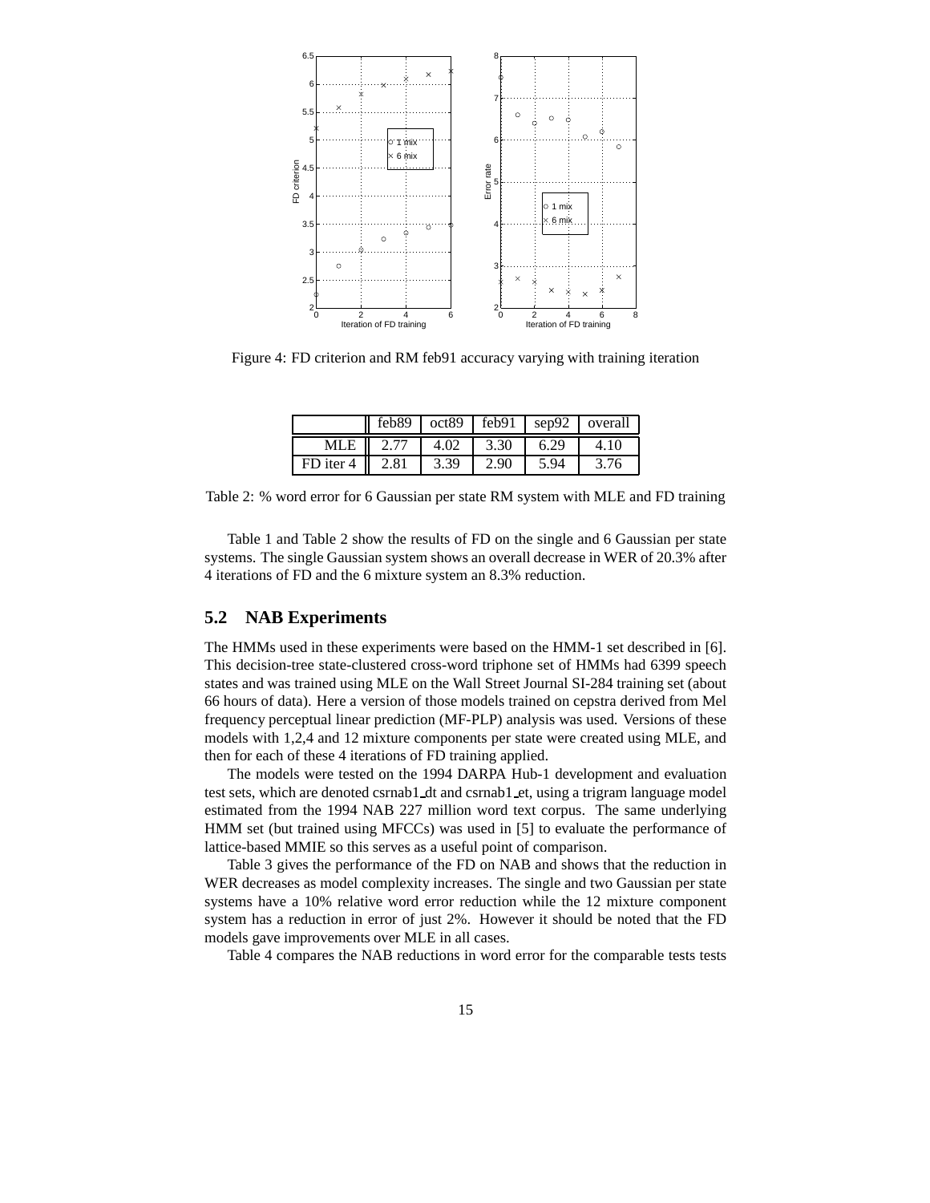Figure 4: FD criterion and RM feb91 accuracy varying with training iteration

|  | feb89 | oct89 | feb91 | sep92 | overall |
|---|---|---|---|---|---|
| MLE | 2.77 | 4.02 | 3.30 | 6.29 | 4.10 |
| FD iter 4 | 2.81 | 3.39 | 2.90 | 5.94 | 3.76 |

Table 2: % word error for 6 Gaussian per state RM system with MLE and FD training

Table 1 and Table 2 show the results of FD on the single and 6 Gaussian per state systems. The single Gaussian system shows an overall decrease in WER of 20.3% after 4 iterations of FD and the 6 mixture system an 8.3% reduction.

## 5.2 NAB Experiments

The HMMs used in these experiments were based on the HMM-1 set described in [6]. This decision-tree state-clustered cross-word triphone set of HMMs had 6399 speech states and was trained using MLE on the Wall Street Journal SI-284 training set (about 66 hours of data). Here a version of those models trained on cepstra derived from Mel frequency perceptual linear prediction (MF-PLP) analysis was used. Versions of these models with 1,2,4 and 12 mixture components per state were created using MLE, and then for each of these 4 iterations of FD training applied.

The models were tested on the 1994 DARPA Hub-1 development and evaluation test sets, which are denoted csrnab1_dt and csrnab1_et, using a trigram language model estimated from the 1994 NAB 227 million word text corpus. The same underlying HMM set (but trained using MFCCs) was used in [5] to evaluate the performance of lattice-based MMIE so this serves as a useful point of comparison.

Table 3 gives the performance of the FD on NAB and shows that the reduction in WER decreases as model complexity increases. The single and two Gaussian per state systems have a 10% relative word error reduction while the 12 mixture component system has a reduction in error of just 2%. However it should be noted that the FD models gave improvements over MLE in all cases.

Table 4 compares the NAB reductions in word error for the comparable tests tests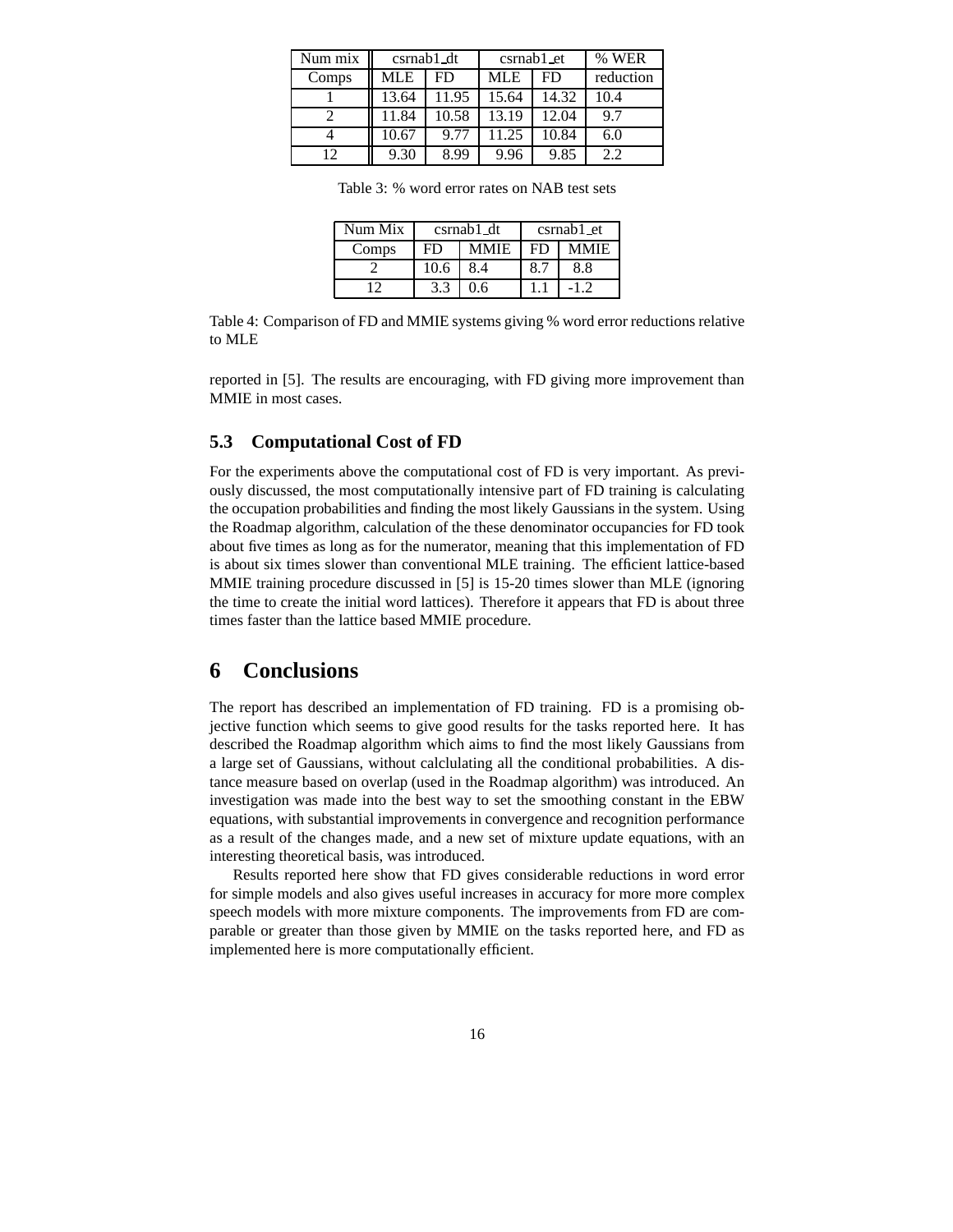| Num mix | csrnab1_dt | | csrnab1_et | | % WER |
|---|---|---|---|---|---|
| Comps | MLE | FD | MLE | FD | reduction |
| 1 | 13.64 | 11.95 | 15.64 | 14.32 | 10.4 |
| 2 | 11.84 | 10.58 | 13.19 | 12.04 | 9.7 |
| 4 | 10.67 | 9.77 | 11.25 | 10.84 | 6.0 |
| 12 | 9.30 | 8.99 | 9.96 | 9.85 | 2.2 |

Table 3: % word error rates on NAB test sets

| Num Mix | csrnab1_dt | | csrnab1_et | |
|---|---|---|---|---|
| Comps | FD | MMIE | FD | MMIE |
| 2 | 10.6 | 8.4 | 8.7 | 8.8 |
| 12 | 3.3 | 0.6 | 1.1 | -1.2 |

Table 4: Comparison of FD and MMIE systems giving % word error reductions relative to MLE

reported in [5]. The results are encouraging, with FD giving more improvement than MMIE in most cases.

### 5.3 Computational Cost of FD

For the experiments above the computational cost of FD is very important. As previously discussed, the most computationally intensive part of FD training is calculating the occupation probabilities and finding the most likely Gaussians in the system. Using the Roadmap algorithm, calculation of the these denominator occupancies for FD took about five times as long as for the numerator, meaning that this implementation of FD is about six times slower than conventional MLE training. The efficient lattice-based MMIE training procedure discussed in [5] is 15-20 times slower than MLE (ignoring the time to create the initial word lattices). Therefore it appears that FD is about three times faster than the lattice based MMIE procedure.

## 6 Conclusions

The report has described an implementation of FD training. FD is a promising objective function which seems to give good results for the tasks reported here. It has described the Roadmap algorithm which aims to find the most likely Gaussians from a large set of Gaussians, without calclulating all the conditional probabilities. A distance measure based on overlap (used in the Roadmap algorithm) was introduced. An investigation was made into the best way to set the smoothing constant in the EBW equations, with substantial improvements in convergence and recognition performance as a result of the changes made, and a new set of mixture update equations, with an interesting theoretical basis, was introduced.

Results reported here show that FD gives considerable reductions in word error for simple models and also gives useful increases in accuracy for more more complex speech models with more mixture components. The improvements from FD are comparable or greater than those given by MMIE on the tasks reported here, and FD as implemented here is more computationally efficient.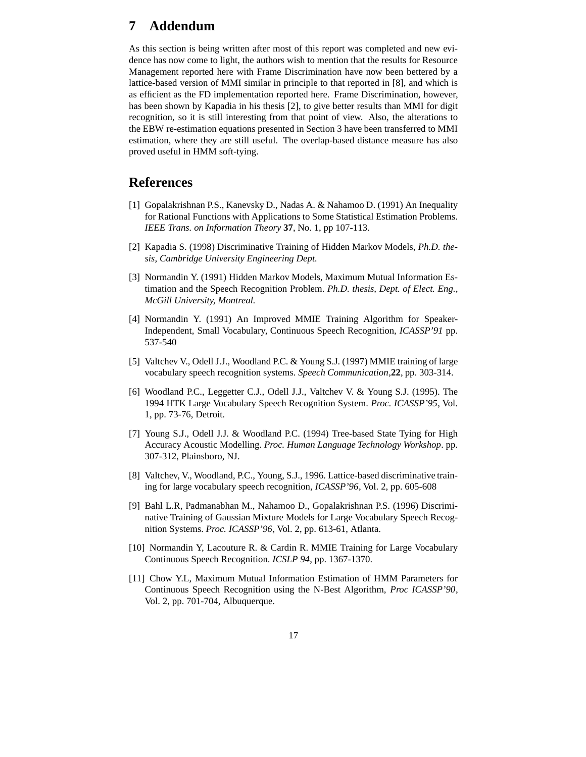## 7 Addendum

As this section is being written after most of this report was completed and new evidence has now come to light, the authors wish to mention that the results for Resource Management reported here with Frame Discrimination have now been bettered by a lattice-based version of MMI similar in principle to that reported in [8], and which is as efficient as the FD implementation reported here. Frame Discrimination, however, has been shown by Kapadia in his thesis [2], to give better results than MMI for digit recognition, so it is still interesting from that point of view. Also, the alterations to the EBW re-estimation equations presented in Section 3 have been transferred to MMI estimation, where they are still useful. The overlap-based distance measure has also proved useful in HMM soft-tying.

## References

[1] Gopalakrishnan P.S., Kanevsky D., Nadas A. & Nahamoo D. (1991) An Inequality for Rational Functions with Applications to Some Statistical Estimation Problems. *IEEE Trans. on Information Theory* **37**, No. 1, pp 107-113.

[2] Kapadia S. (1998) Discriminative Training of Hidden Markov Models, *Ph.D. thesis, Cambridge University Engineering Dept.*

[3] Normandin Y. (1991) Hidden Markov Models, Maximum Mutual Information Estimation and the Speech Recognition Problem. *Ph.D. thesis, Dept. of Elect. Eng., McGill University, Montreal.*

[4] Normandin Y. (1991) An Improved MMIE Training Algorithm for Speaker-Independent, Small Vocabulary, Continuous Speech Recognition, *ICASSP'91* pp. 537-540

[5] Valtchev V., Odell J.J., Woodland P.C. & Young S.J. (1997) MMIE training of large vocabulary speech recognition systems. *Speech Communication*,**22**, pp. 303-314.

[6] Woodland P.C., Leggetter C.J., Odell J.J., Valtchev V. & Young S.J. (1995). The 1994 HTK Large Vocabulary Speech Recognition System. *Proc. ICASSP'95*, Vol. 1, pp. 73-76, Detroit.

[7] Young S.J., Odell J.J. & Woodland P.C. (1994) Tree-based State Tying for High Accuracy Acoustic Modelling. *Proc. Human Language Technology Workshop*. pp. 307-312, Plainsboro, NJ.

[8] Valtchev, V., Woodland, P.C., Young, S.J., 1996. Lattice-based discriminative training for large vocabulary speech recognition, *ICASSP'96*, Vol. 2, pp. 605-608

[9] Bahl L.R, Padmanabhan M., Nahamoo D., Gopalakrishnan P.S. (1996) Discriminative Training of Gaussian Mixture Models for Large Vocabulary Speech Recognition Systems. *Proc. ICASSP'96*, Vol. 2, pp. 613-61, Atlanta.

[10] Normandin Y, Lacouture R. & Cardin R. MMIE Training for Large Vocabulary Continuous Speech Recognition. *ICSLP 94*, pp. 1367-1370.

[11] Chow Y.L, Maximum Mutual Information Estimation of HMM Parameters for Continuous Speech Recognition using the N-Best Algorithm, *Proc ICASSP'90*, Vol. 2, pp. 701-704, Albuquerque.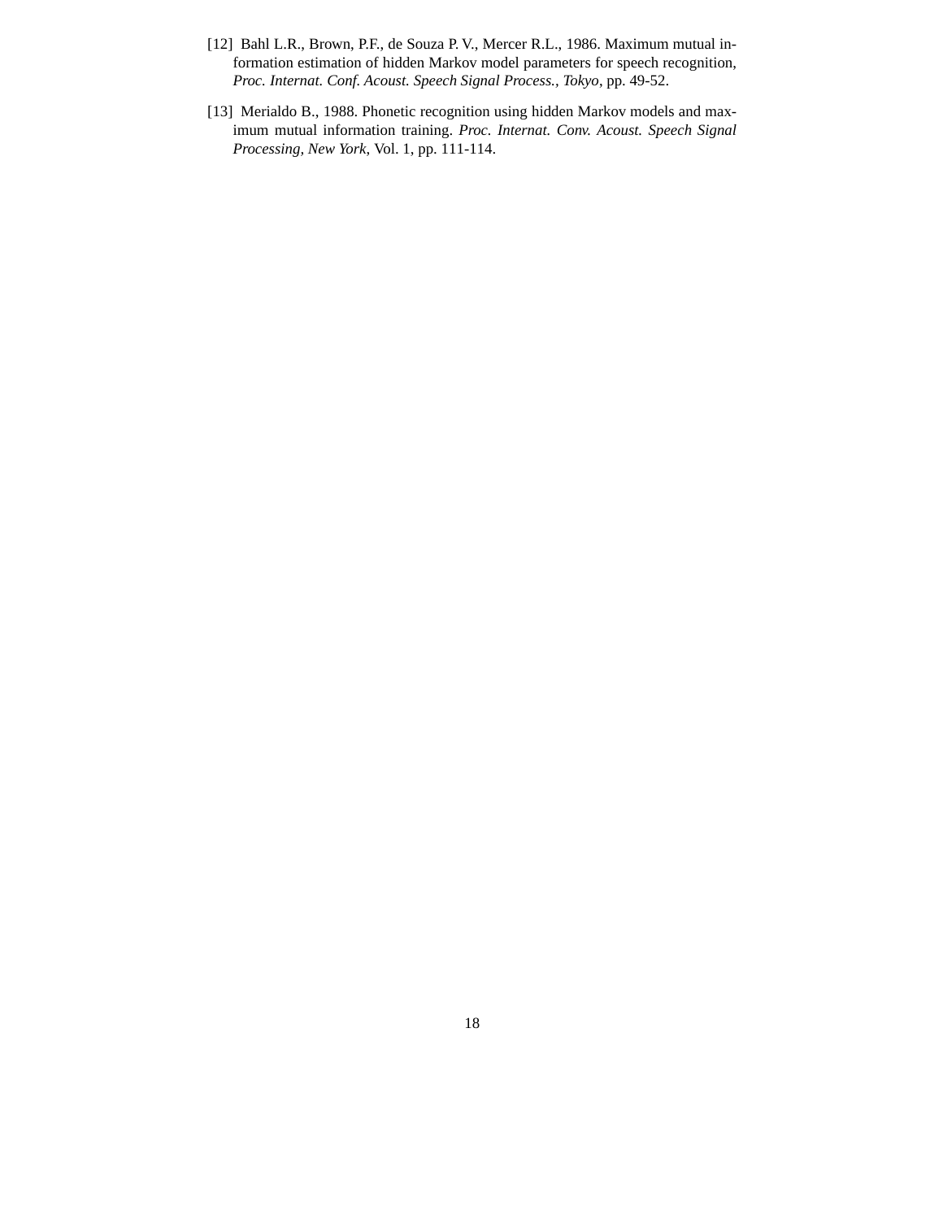[12] Bahl L.R., Brown, P.F., de Souza P. V., Mercer R.L., 1986. Maximum mutual information estimation of hidden Markov model parameters for speech recognition, *Proc. Internat. Conf. Acoust. Speech Signal Process., Tokyo*, pp. 49-52.

[13] Merialdo B., 1988. Phonetic recognition using hidden Markov models and maximum mutual information training. *Proc. Internat. Conv. Acoust. Speech Signal Processing, New York*, Vol. 1, pp. 111-114.